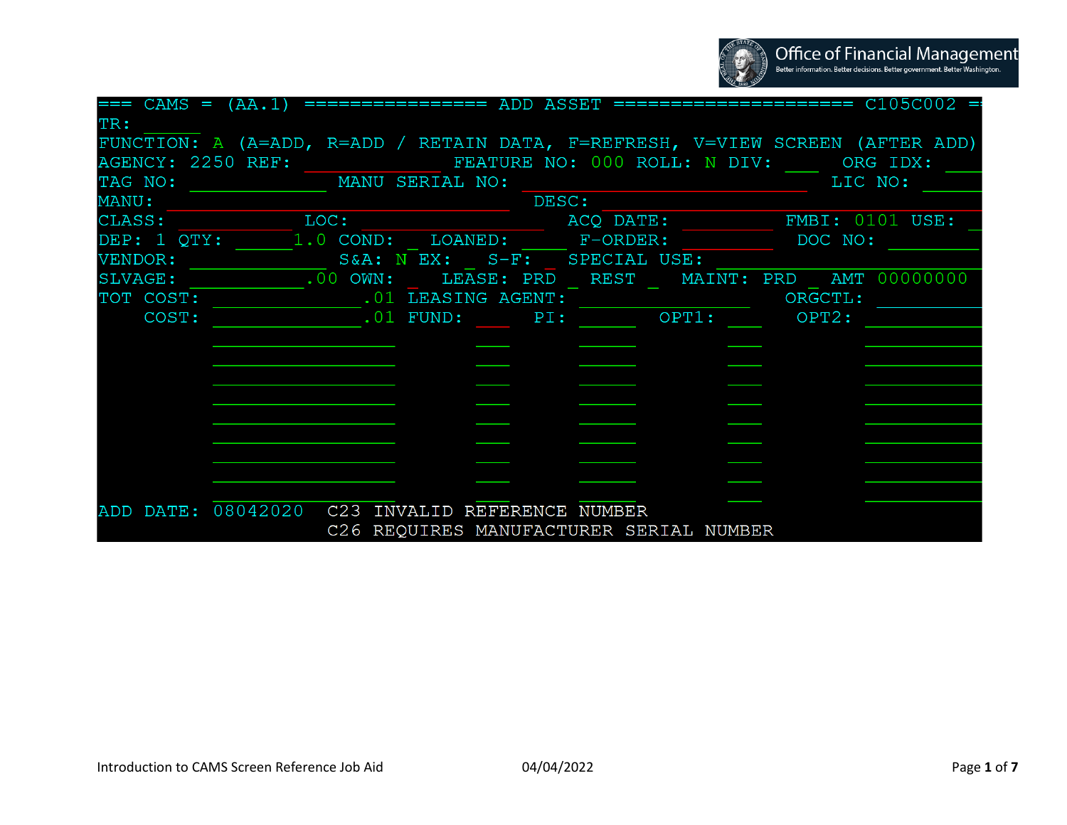```
=== CAMS = (AA.1) ================ ADD ASSET ===================== C105C002 ==
TR:
FUNCTION: A (A=ADD, R=ADD / RETAIN DATA, F=REFRESH, V=VIEW SCREEN (AFTER ADD)
AGENCY: 2250 REF:              FEATURE NO: 000 ROLL: N DIV:     ORG IDX:
TAG NO:              MANU SERIAL NO:                              LIC NO:
MANU:                                     DESC:
CLASS:            LOC:                  ACQ DATE:             FMBI: 0101 USE:
DEP: 1 QTY:     1.0 COND: _ LOANED:      F-ORDER:            DOC NO:
VENDOR:             S&A: N EX: _ S-F: _ SPECIAL USE:
SLVAGE:            .00 OWN: _  LEASE: PRD _ REST _  MAINT: PRD _ AMT 00000000
TOT COST:               .01 LEASING AGENT:                      ORGCTL:
    COST:               .01 FUND:      PI:        OPT1:       OPT2:

ADD DATE: 08042020  C23 INVALID REFERENCE NUMBER
                    C26 REQUIRES MANUFACTURER SERIAL NUMBER
```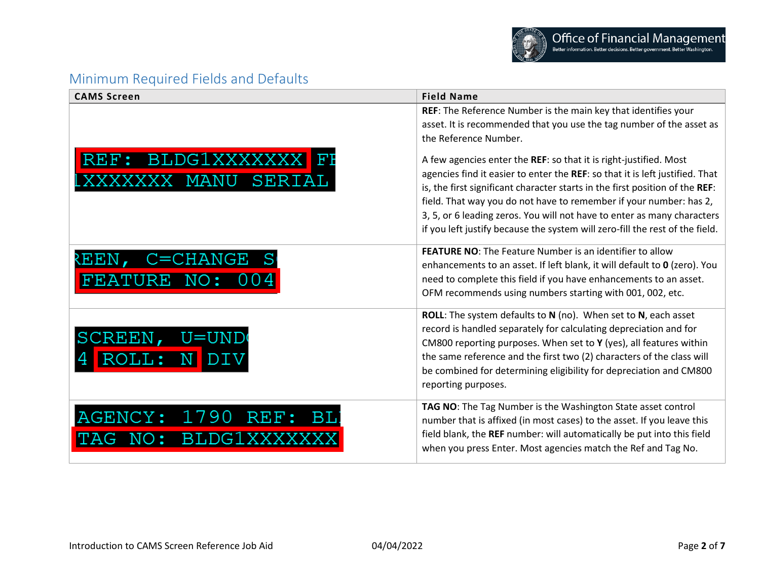## Minimum Required Fields and Defaults

| CAMS Screen | Field Name |
|---|---|
| REF: BLDG1XXXXXXX FE<br>LXXXXXXX MANU SERIAL | **REF**: The Reference Number is the main key that identifies your asset. It is recommended that you use the tag number of the asset as the Reference Number.<br><br>A few agencies enter the **REF**: so that it is right-justified. Most agencies find it easier to enter the **REF**: so that it is left justified. That is, the first significant character starts in the first position of the **REF**: field. That way you do not have to remember if your number: has 2, 3, 5, or 6 leading zeros. You will not have to enter as many characters if you left justify because the system will zero-fill the rest of the field. |
| REEN, C=CHANGE S<br>FEATURE NO: 004 | **FEATURE NO**: The Feature Number is an identifier to allow enhancements to an asset. If left blank, it will default to **0** (zero). You need to complete this field if you have enhancements to an asset. OFM recommends using numbers starting with 001, 002, etc. |
| SCREEN, U=UND<br>4 ROLL: N DIV | **ROLL**: The system defaults to **N** (no). When set to **N**, each asset record is handled separately for calculating depreciation and for CM800 reporting purposes. When set to **Y** (yes), all features within the same reference and the first two (2) characters of the class will be combined for determining eligibility for depreciation and CM800 reporting purposes. |
| AGENCY: 1790 REF: BL<br>TAG NO: BLDG1XXXXXXX | **TAG NO**: The Tag Number is the Washington State asset control number that is affixed (in most cases) to the asset. If you leave this field blank, the **REF** number: will automatically be put into this field when you press Enter. Most agencies match the Ref and Tag No. |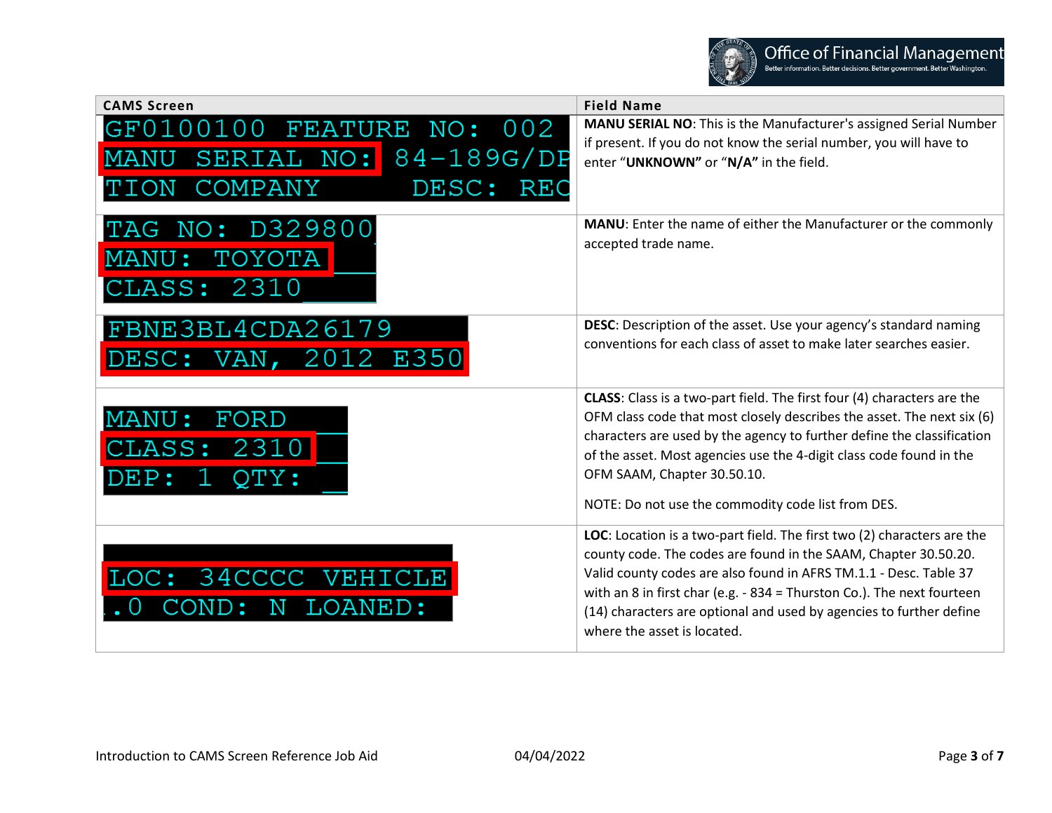| CAMS Screen | Field Name |
| --- | --- |
| GF0100100 FEATURE NO: 002<br>MANU SERIAL NO: 84-189G/DP<br>TION COMPANY DESC: REC | **MANU SERIAL NO**: This is the Manufacturer's assigned Serial Number if present. If you do not know the serial number, you will have to enter "**UNKNOWN"** or "**N/A"** in the field. |
| TAG NO: D329800<br>MANU: TOYOTA<br>CLASS: 2310 | **MANU**: Enter the name of either the Manufacturer or the commonly accepted trade name. |
| FBNE3BL4CDA26179<br>DESC: VAN, 2012 E350 | **DESC**: Description of the asset. Use your agency's standard naming conventions for each class of asset to make later searches easier. |
| MANU: FORD<br>CLASS: 2310<br>DEP: 1 QTY: | **CLASS**: Class is a two-part field. The first four (4) characters are the OFM class code that most closely describes the asset. The next six (6) characters are used by the agency to further define the classification of the asset. Most agencies use the 4-digit class code found in the OFM SAAM, Chapter 30.50.10.<br><br>NOTE: Do not use the commodity code list from DES. |
| LOC: 34CCCC VEHICLE<br>.0 COND: N LOANED: | **LOC**: Location is a two-part field. The first two (2) characters are the county code. The codes are found in the SAAM, Chapter 30.50.20. Valid county codes are also found in AFRS TM.1.1 - Desc. Table 37 with an 8 in first char (e.g. - 834 = Thurston Co.). The next fourteen (14) characters are optional and used by agencies to further define where the asset is located. |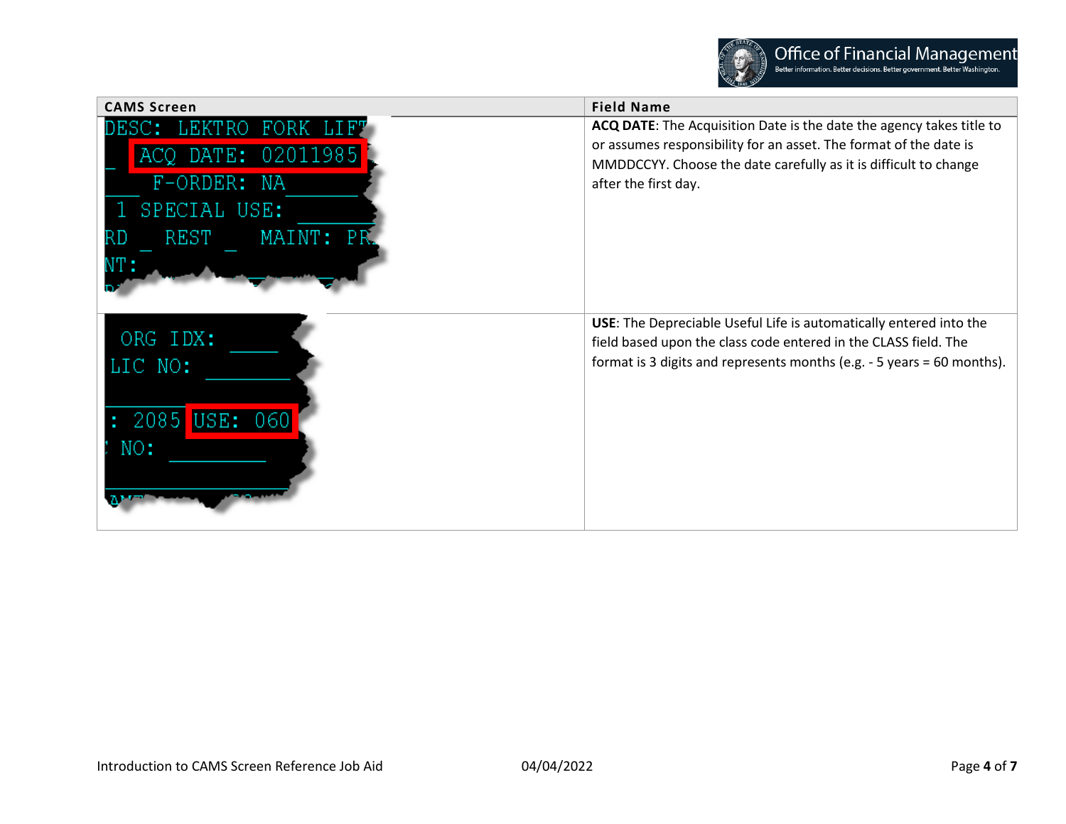| CAMS Screen | Field Name |
| --- | --- |
| DESC: LEKTRO FORK LIFT<br>ACQ DATE: 02011985<br>F-ORDER: NA<br>1 SPECIAL USE:<br>RD _ REST _ MAINT: PR<br>NT: | **ACQ DATE**: The Acquisition Date is the date the agency takes title to or assumes responsibility for an asset. The format of the date is MMDDCCYY. Choose the date carefully as it is difficult to change after the first day. |
| ORG IDX:<br>LIC NO:<br>: 2085 USE: 060<br>NO: | **USE**: The Depreciable Useful Life is automatically entered into the field based upon the class code entered in the CLASS field. The format is 3 digits and represents months (e.g. - 5 years = 60 months). |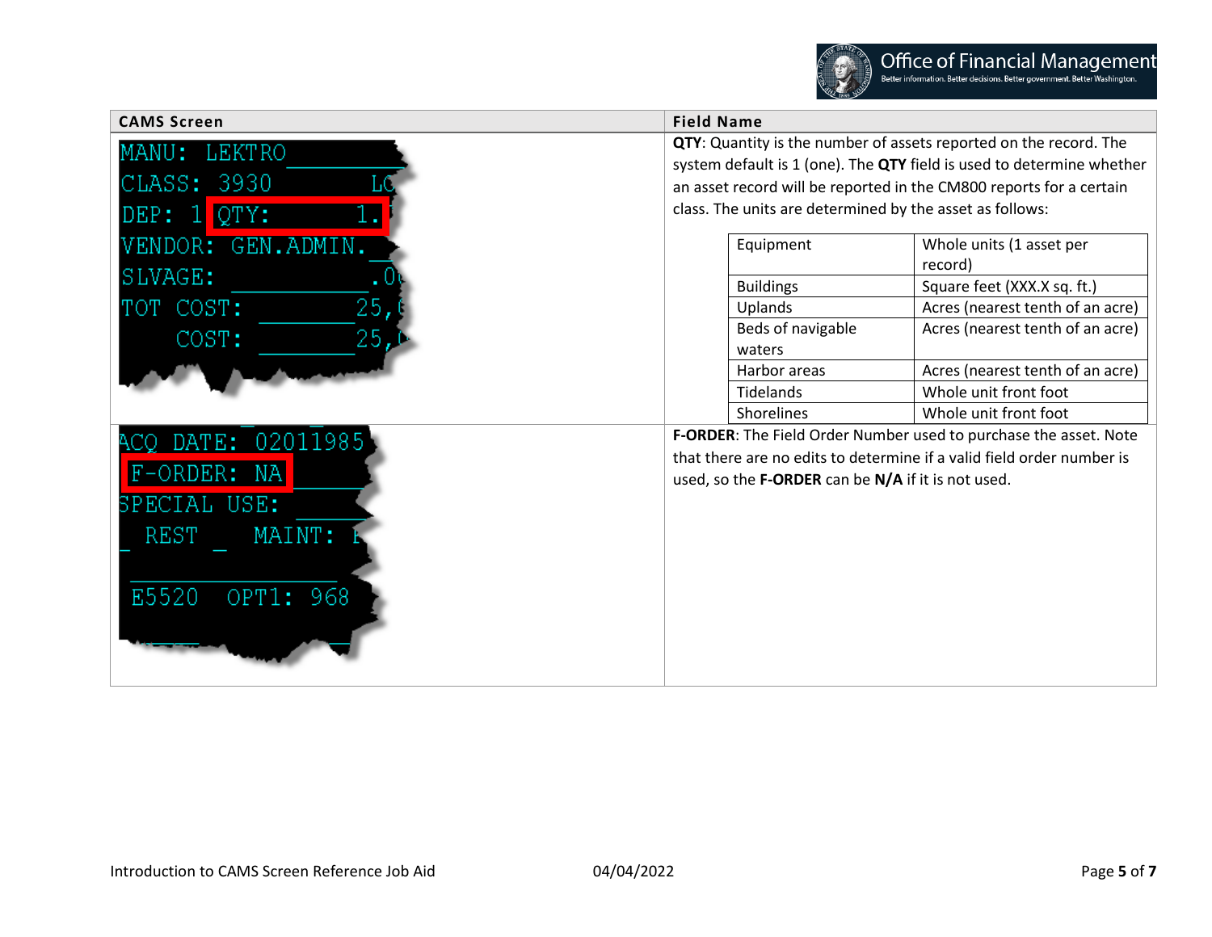| CAMS Screen | Field Name |
|---|---|
| MANU: LEKTRO<br>CLASS: 3930<br>DEP: 1 QTY: 1.<br>VENDOR: GEN.ADMIN.<br>SLVAGE: .0<br>TOT COST: 25,<br>COST: 25, | **QTY**: Quantity is the number of assets reported on the record. The system default is 1 (one). The **QTY** field is used to determine whether an asset record will be reported in the CM800 reports for a certain class. The units are determined by the asset as follows: |
| ACQ DATE: 02011985<br>F-ORDER: NA<br>SPECIAL USE:<br>REST MAINT:<br>E5520 OPT1: 968 | **F-ORDER**: The Field Order Number used to purchase the asset. Note that there are no edits to determine if a valid field order number is used, so the **F-ORDER** can be **N/A** if it is not used. |

| | |
|---|---|
| Equipment | Whole units (1 asset per record) |
| Buildings | Square feet (XXX.X sq. ft.) |
| Uplands | Acres (nearest tenth of an acre) |
| Beds of navigable waters | Acres (nearest tenth of an acre) |
| Harbor areas | Acres (nearest tenth of an acre) |
| Tidelands | Whole unit front foot |
| Shorelines | Whole unit front foot |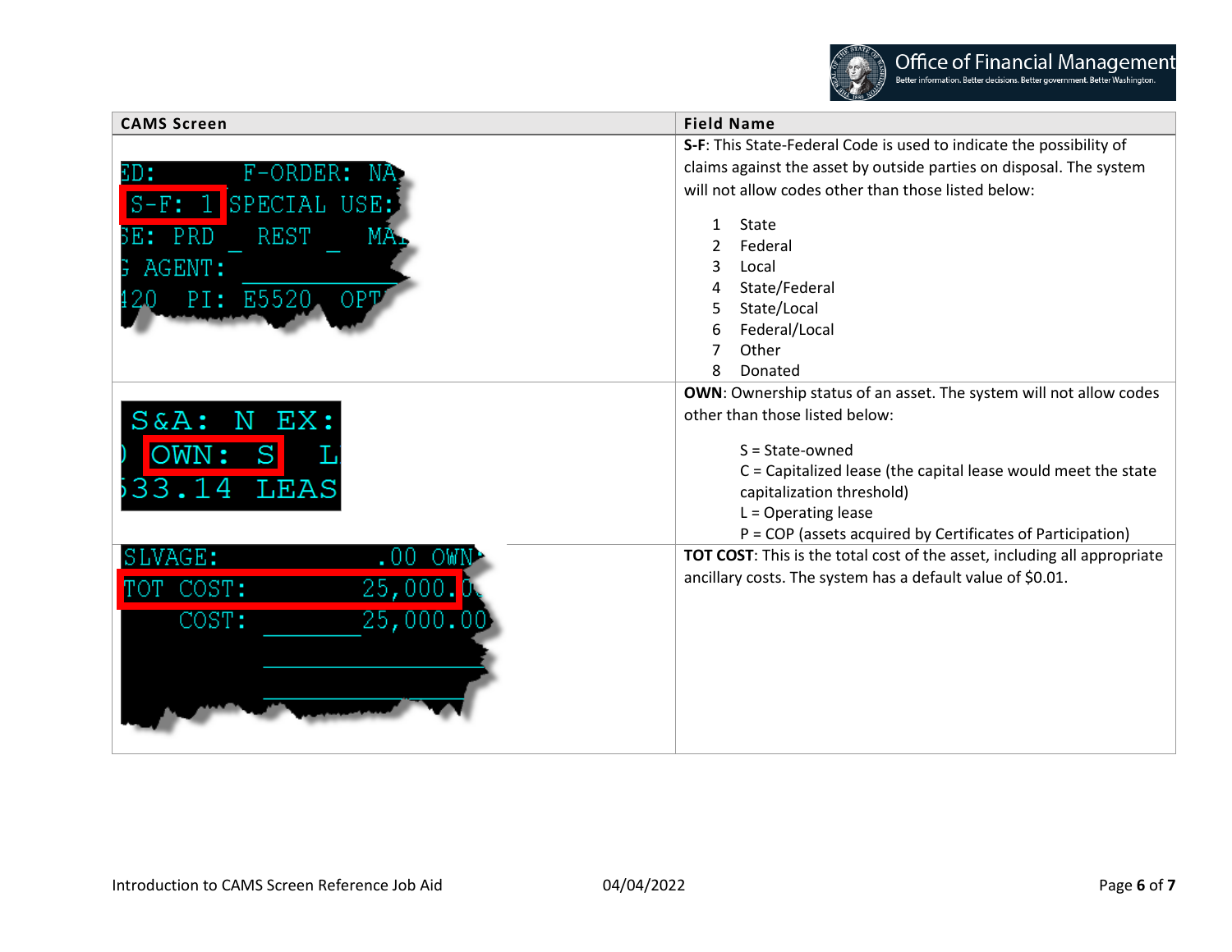| CAMS Screen | Field Name |
| --- | --- |
| ED: F-ORDER: NA<br>S-F: 1 SPECIAL USE:<br>SE: PRD _ REST _ MA<br>G AGENT:<br>420 PI: E5520 OPT | **S-F**: This State-Federal Code is used to indicate the possibility of claims against the asset by outside parties on disposal. The system will not allow codes other than those listed below:<br><br>1 State<br>2 Federal<br>3 Local<br>4 State/Federal<br>5 State/Local<br>6 Federal/Local<br>7 Other<br>8 Donated |
| S&A: N EX:<br>) OWN: S L<br>533.14 LEAS | **OWN**: Ownership status of an asset. The system will not allow codes other than those listed below:<br><br>S = State-owned<br>C = Capitalized lease (the capital lease would meet the state capitalization threshold)<br>L = Operating lease<br>P = COP (assets acquired by Certificates of Participation) |
| SLVAGE: .00 OWN<br>TOT COST: 25,000.00<br>COST: 25,000.00 | **TOT COST**: This is the total cost of the asset, including all appropriate ancillary costs. The system has a default value of $0.01. |

Introduction to CAMS Screen Reference Job Aid 04/04/2022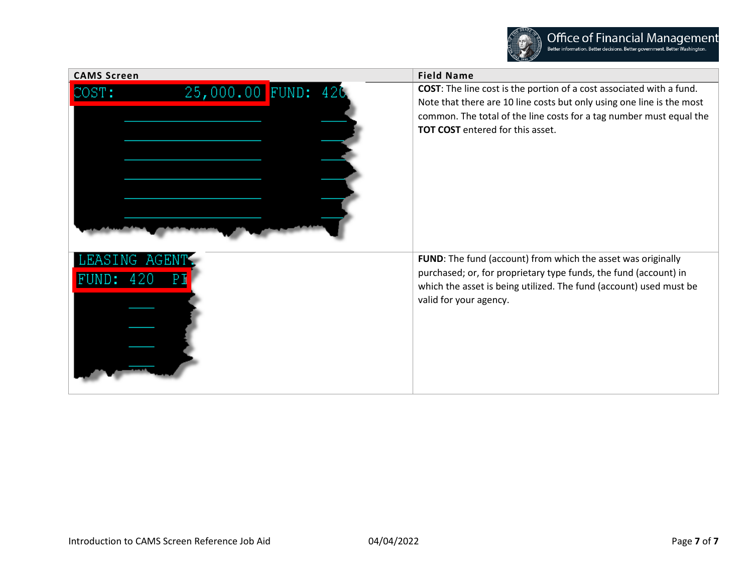| CAMS Screen | Field Name |
| --- | --- |
| COST: 25,000.00 FUND: 420 | **COST**: The line cost is the portion of a cost associated with a fund. Note that there are 10 line costs but only using one line is the most common. The total of the line costs for a tag number must equal the **TOT COST** entered for this asset. |
| LEASING AGENT: FUND: 420 PI | **FUND**: The fund (account) from which the asset was originally purchased; or, for proprietary type funds, the fund (account) in which the asset is being utilized. The fund (account) used must be valid for your agency. |